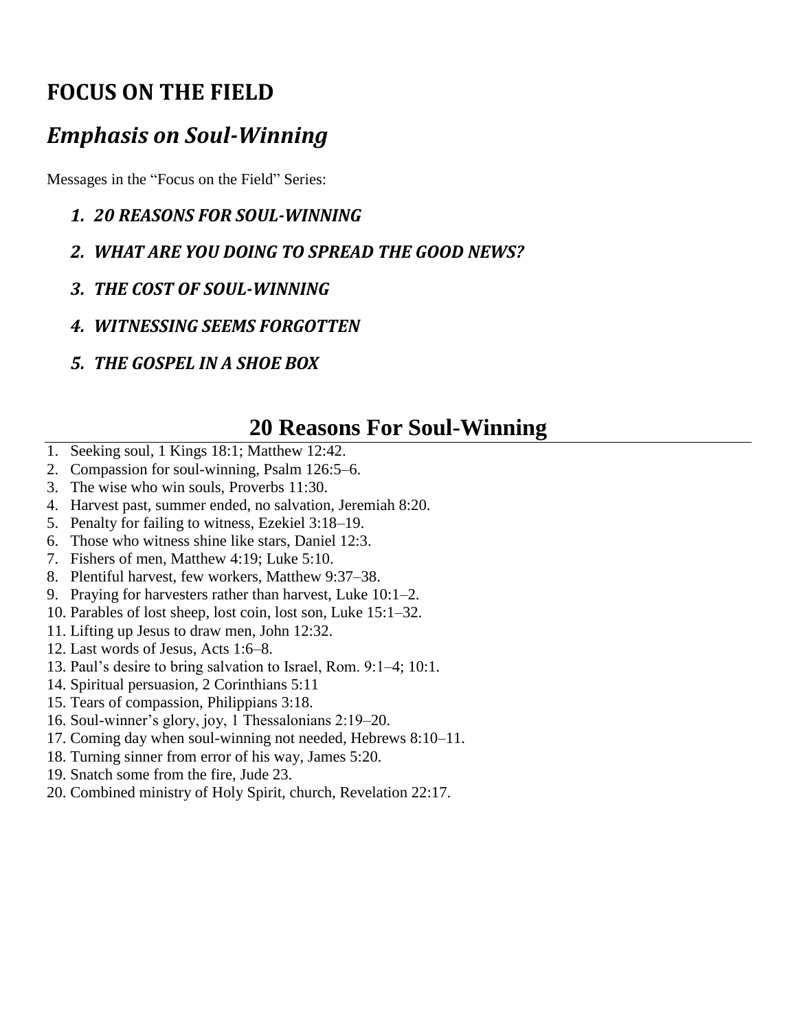# FOCUS ON THE FIELD

## *Emphasis on Soul-Winning*

Messages in the "Focus on the Field" Series:

1. ***20 REASONS FOR SOUL-WINNING***
2. ***WHAT ARE YOU DOING TO SPREAD THE GOOD NEWS?***
3. ***THE COST OF SOUL-WINNING***
4. ***WITNESSING SEEMS FORGOTTEN***
5. ***THE GOSPEL IN A SHOE BOX***

## 20 Reasons For Soul-Winning

1. Seeking soul, 1 Kings 18:1; Matthew 12:42.
2. Compassion for soul-winning, Psalm 126:5–6.
3. The wise who win souls, Proverbs 11:30.
4. Harvest past, summer ended, no salvation, Jeremiah 8:20.
5. Penalty for failing to witness, Ezekiel 3:18–19.
6. Those who witness shine like stars, Daniel 12:3.
7. Fishers of men, Matthew 4:19; Luke 5:10.
8. Plentiful harvest, few workers, Matthew 9:37–38.
9. Praying for harvesters rather than harvest, Luke 10:1–2.
10. Parables of lost sheep, lost coin, lost son, Luke 15:1–32.
11. Lifting up Jesus to draw men, John 12:32.
12. Last words of Jesus, Acts 1:6–8.
13. Paul's desire to bring salvation to Israel, Rom. 9:1–4; 10:1.
14. Spiritual persuasion, 2 Corinthians 5:11
15. Tears of compassion, Philippians 3:18.
16. Soul-winner's glory, joy, 1 Thessalonians 2:19–20.
17. Coming day when soul-winning not needed, Hebrews 8:10–11.
18. Turning sinner from error of his way, James 5:20.
19. Snatch some from the fire, Jude 23.
20. Combined ministry of Holy Spirit, church, Revelation 22:17.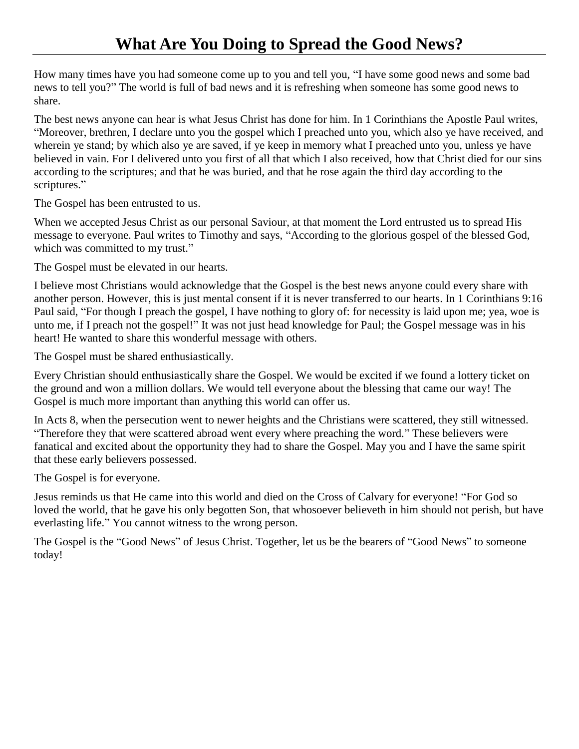# What Are You Doing to Spread the Good News?

How many times have you had someone come up to you and tell you, "I have some good news and some bad news to tell you?" The world is full of bad news and it is refreshing when someone has some good news to share.

The best news anyone can hear is what Jesus Christ has done for him. In 1 Corinthians the Apostle Paul writes, "Moreover, brethren, I declare unto you the gospel which I preached unto you, which also ye have received, and wherein ye stand; by which also ye are saved, if ye keep in memory what I preached unto you, unless ye have believed in vain. For I delivered unto you first of all that which I also received, how that Christ died for our sins according to the scriptures; and that he was buried, and that he rose again the third day according to the scriptures."

The Gospel has been entrusted to us.

When we accepted Jesus Christ as our personal Saviour, at that moment the Lord entrusted us to spread His message to everyone. Paul writes to Timothy and says, "According to the glorious gospel of the blessed God, which was committed to my trust."

The Gospel must be elevated in our hearts.

I believe most Christians would acknowledge that the Gospel is the best news anyone could every share with another person. However, this is just mental consent if it is never transferred to our hearts. In 1 Corinthians 9:16 Paul said, "For though I preach the gospel, I have nothing to glory of: for necessity is laid upon me; yea, woe is unto me, if I preach not the gospel!" It was not just head knowledge for Paul; the Gospel message was in his heart! He wanted to share this wonderful message with others.

The Gospel must be shared enthusiastically.

Every Christian should enthusiastically share the Gospel. We would be excited if we found a lottery ticket on the ground and won a million dollars. We would tell everyone about the blessing that came our way! The Gospel is much more important than anything this world can offer us.

In Acts 8, when the persecution went to newer heights and the Christians were scattered, they still witnessed. "Therefore they that were scattered abroad went every where preaching the word." These believers were fanatical and excited about the opportunity they had to share the Gospel. May you and I have the same spirit that these early believers possessed.

The Gospel is for everyone.

Jesus reminds us that He came into this world and died on the Cross of Calvary for everyone! "For God so loved the world, that he gave his only begotten Son, that whosoever believeth in him should not perish, but have everlasting life." You cannot witness to the wrong person.

The Gospel is the "Good News" of Jesus Christ. Together, let us be the bearers of "Good News" to someone today!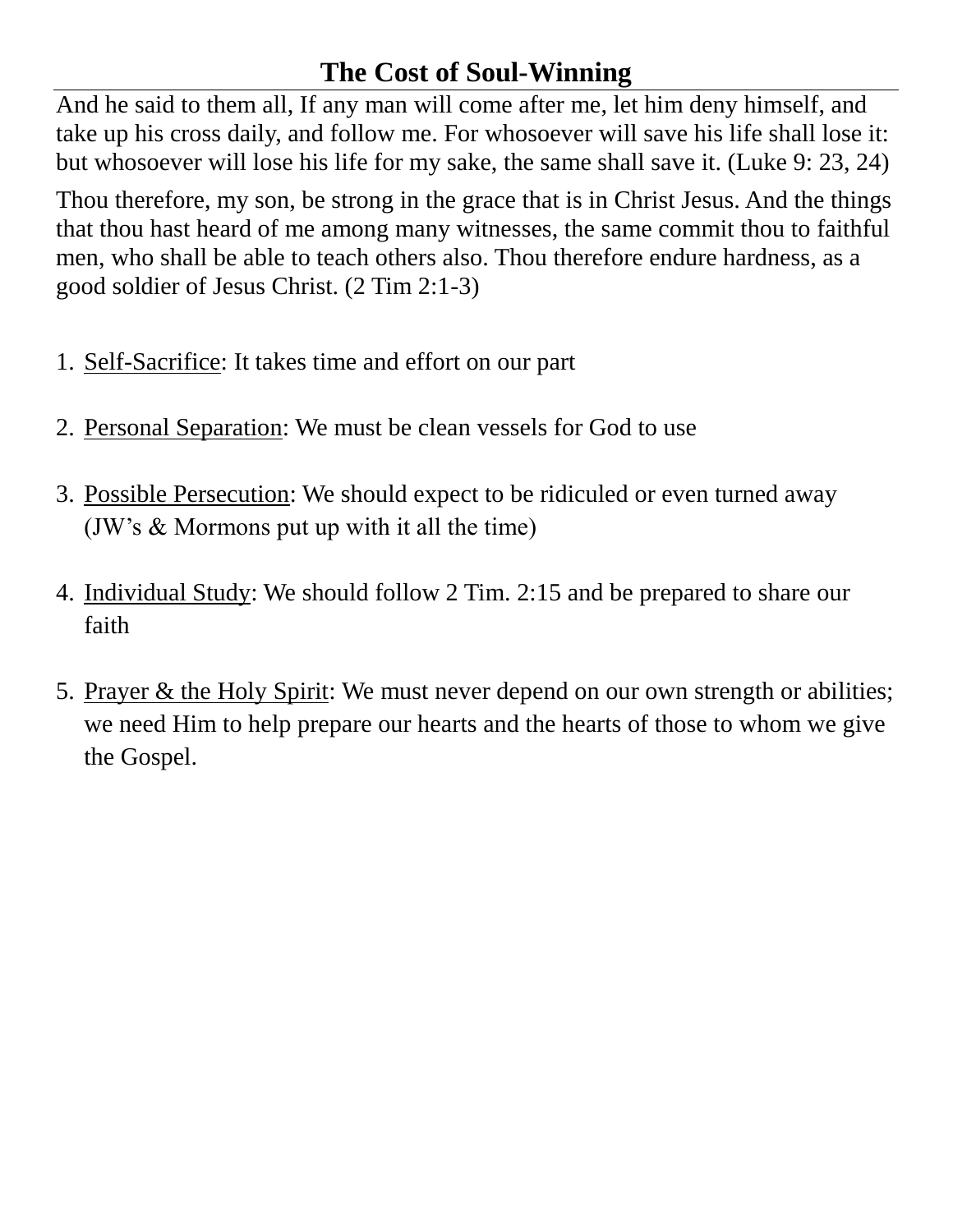# The Cost of Soul-Winning

And he said to them all, If any man will come after me, let him deny himself, and take up his cross daily, and follow me. For whosoever will save his life shall lose it: but whosoever will lose his life for my sake, the same shall save it. (Luke 9: 23, 24)

Thou therefore, my son, be strong in the grace that is in Christ Jesus. And the things that thou hast heard of me among many witnesses, the same commit thou to faithful men, who shall be able to teach others also. Thou therefore endure hardness, as a good soldier of Jesus Christ. (2 Tim 2:1-3)

1. <u>Self-Sacrifice</u>: It takes time and effort on our part

2. <u>Personal Separation</u>: We must be clean vessels for God to use

3. <u>Possible Persecution</u>: We should expect to be ridiculed or even turned away (JW's & Mormons put up with it all the time)

4. <u>Individual Study</u>: We should follow 2 Tim. 2:15 and be prepared to share our faith

5. <u>Prayer & the Holy Spirit</u>: We must never depend on our own strength or abilities; we need Him to help prepare our hearts and the hearts of those to whom we give the Gospel.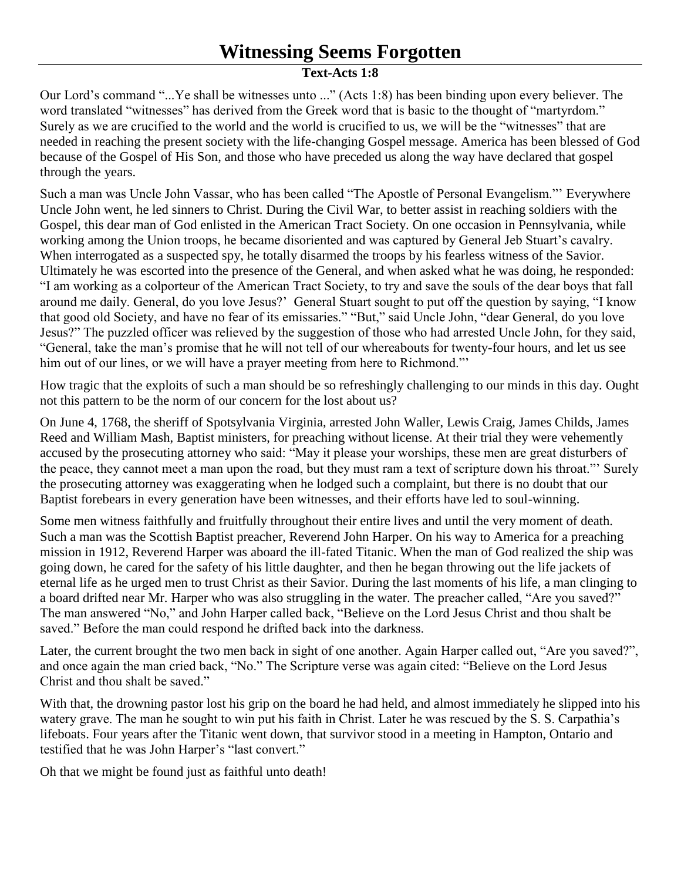# Witnessing Seems Forgotten

**Text-Acts 1:8**

Our Lord's command "...Ye shall be witnesses unto ..." (Acts 1:8) has been binding upon every believer. The word translated "witnesses" has derived from the Greek word that is basic to the thought of "martyrdom." Surely as we are crucified to the world and the world is crucified to us, we will be the "witnesses" that are needed in reaching the present society with the life-changing Gospel message. America has been blessed of God because of the Gospel of His Son, and those who have preceded us along the way have declared that gospel through the years.

Such a man was Uncle John Vassar, who has been called "The Apostle of Personal Evangelism."' Everywhere Uncle John went, he led sinners to Christ. During the Civil War, to better assist in reaching soldiers with the Gospel, this dear man of God enlisted in the American Tract Society. On one occasion in Pennsylvania, while working among the Union troops, he became disoriented and was captured by General Jeb Stuart's cavalry. When interrogated as a suspected spy, he totally disarmed the troops by his fearless witness of the Savior. Ultimately he was escorted into the presence of the General, and when asked what he was doing, he responded: "I am working as a colporteur of the American Tract Society, to try and save the souls of the dear boys that fall around me daily. General, do you love Jesus?' General Stuart sought to put off the question by saying, "I know that good old Society, and have no fear of its emissaries." "But," said Uncle John, "dear General, do you love Jesus?" The puzzled officer was relieved by the suggestion of those who had arrested Uncle John, for they said, "General, take the man's promise that he will not tell of our whereabouts for twenty-four hours, and let us see him out of our lines, or we will have a prayer meeting from here to Richmond."'

How tragic that the exploits of such a man should be so refreshingly challenging to our minds in this day. Ought not this pattern to be the norm of our concern for the lost about us?

On June 4, 1768, the sheriff of Spotsylvania Virginia, arrested John Waller, Lewis Craig, James Childs, James Reed and William Mash, Baptist ministers, for preaching without license. At their trial they were vehemently accused by the prosecuting attorney who said: "May it please your worships, these men are great disturbers of the peace, they cannot meet a man upon the road, but they must ram a text of scripture down his throat."' Surely the prosecuting attorney was exaggerating when he lodged such a complaint, but there is no doubt that our Baptist forebears in every generation have been witnesses, and their efforts have led to soul-winning.

Some men witness faithfully and fruitfully throughout their entire lives and until the very moment of death. Such a man was the Scottish Baptist preacher, Reverend John Harper. On his way to America for a preaching mission in 1912, Reverend Harper was aboard the ill-fated Titanic. When the man of God realized the ship was going down, he cared for the safety of his little daughter, and then he began throwing out the life jackets of eternal life as he urged men to trust Christ as their Savior. During the last moments of his life, a man clinging to a board drifted near Mr. Harper who was also struggling in the water. The preacher called, "Are you saved?" The man answered "No," and John Harper called back, "Believe on the Lord Jesus Christ and thou shalt be saved." Before the man could respond he drifted back into the darkness.

Later, the current brought the two men back in sight of one another. Again Harper called out, "Are you saved?", and once again the man cried back, "No." The Scripture verse was again cited: "Believe on the Lord Jesus Christ and thou shalt be saved."

With that, the drowning pastor lost his grip on the board he had held, and almost immediately he slipped into his watery grave. The man he sought to win put his faith in Christ. Later he was rescued by the S. S. Carpathia's lifeboats. Four years after the Titanic went down, that survivor stood in a meeting in Hampton, Ontario and testified that he was John Harper's "last convert."

Oh that we might be found just as faithful unto death!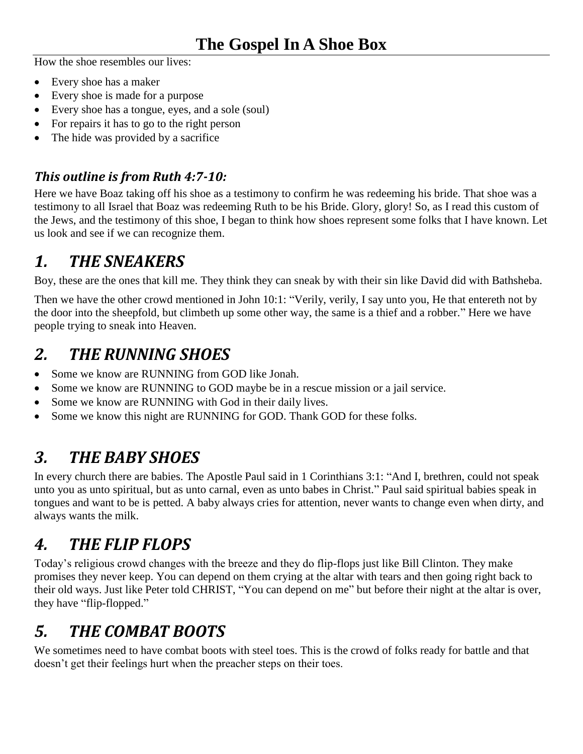# The Gospel In A Shoe Box

How the shoe resembles our lives:

- Every shoe has a maker
- Every shoe is made for a purpose
- Every shoe has a tongue, eyes, and a sole (soul)
- For repairs it has to go to the right person
- The hide was provided by a sacrifice

### *This outline is from Ruth 4:7-10:*

Here we have Boaz taking off his shoe as a testimony to confirm he was redeeming his bride. That shoe was a testimony to all Israel that Boaz was redeeming Ruth to be his Bride. Glory, glory! So, as I read this custom of the Jews, and the testimony of this shoe, I began to think how shoes represent some folks that I have known. Let us look and see if we can recognize them.

## *1. THE SNEAKERS*

Boy, these are the ones that kill me. They think they can sneak by with their sin like David did with Bathsheba.

Then we have the other crowd mentioned in John 10:1: "Verily, verily, I say unto you, He that entereth not by the door into the sheepfold, but climbeth up some other way, the same is a thief and a robber." Here we have people trying to sneak into Heaven.

## *2. THE RUNNING SHOES*

- Some we know are RUNNING from GOD like Jonah.
- Some we know are RUNNING to GOD maybe be in a rescue mission or a jail service.
- Some we know are RUNNING with God in their daily lives.
- Some we know this night are RUNNING for GOD. Thank GOD for these folks.

## *3. THE BABY SHOES*

In every church there are babies. The Apostle Paul said in 1 Corinthians 3:1: "And I, brethren, could not speak unto you as unto spiritual, but as unto carnal, even as unto babes in Christ." Paul said spiritual babies speak in tongues and want to be is petted. A baby always cries for attention, never wants to change even when dirty, and always wants the milk.

## *4. THE FLIP FLOPS*

Today's religious crowd changes with the breeze and they do flip-flops just like Bill Clinton. They make promises they never keep. You can depend on them crying at the altar with tears and then going right back to their old ways. Just like Peter told CHRIST, "You can depend on me" but before their night at the altar is over, they have "flip-flopped."

## *5. THE COMBAT BOOTS*

We sometimes need to have combat boots with steel toes. This is the crowd of folks ready for battle and that doesn't get their feelings hurt when the preacher steps on their toes.